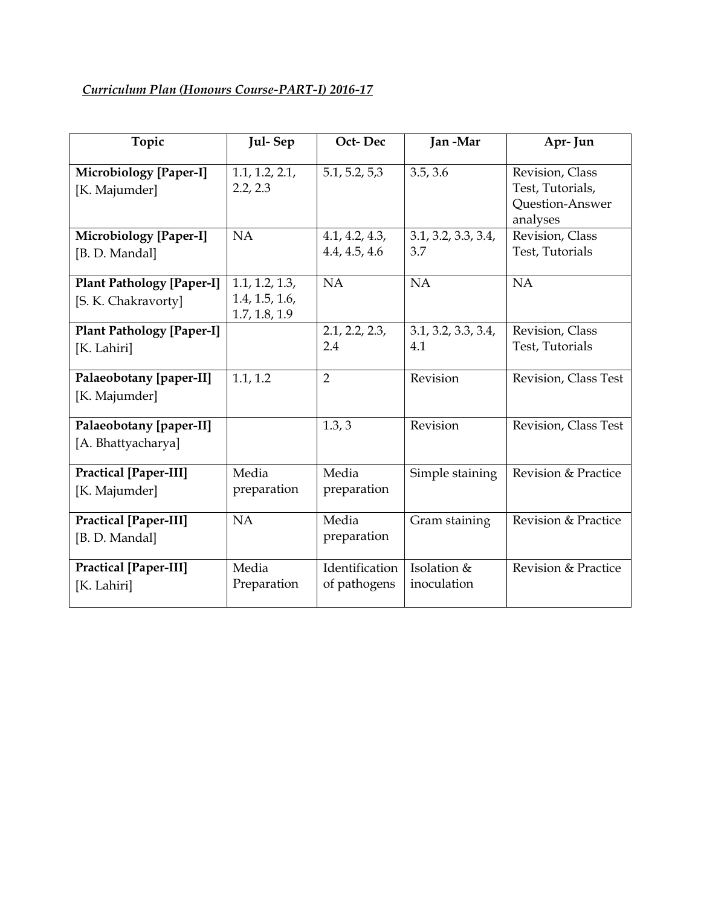***Curriculum Plan (Honours Course-PART-I) 2016-17***

| Topic | Jul- Sep | Oct- Dec | Jan -Mar | Apr- Jun |
|---|---|---|---|---|
| **Microbiology [Paper-I]** [K. Majumder] | 1.1, 1.2, 2.1, 2.2, 2.3 | 5.1, 5.2, 5,3 | 3.5, 3.6 | Revision, Class Test, Tutorials, Question-Answer analyses |
| **Microbiology [Paper-I]** [B. D. Mandal] | NA | 4.1, 4.2, 4.3, 4.4, 4.5, 4.6 | 3.1, 3.2, 3.3, 3.4, 3.7 | Revision, Class Test, Tutorials |
| **Plant Pathology [Paper-I]** [S. K. Chakravorty] | 1.1, 1.2, 1.3, 1.4, 1.5, 1.6, 1.7, 1.8, 1.9 | NA | NA | NA |
| **Plant Pathology [Paper-I]** [K. Lahiri] | | 2.1, 2.2, 2.3, 2.4 | 3.1, 3.2, 3.3, 3.4, 4.1 | Revision, Class Test, Tutorials |
| **Palaeobotany [paper-II]** [K. Majumder] | 1.1, 1.2 | 2 | Revision | Revision, Class Test |
| **Palaeobotany [paper-II]** [A. Bhattyacharya] | | 1.3, 3 | Revision | Revision, Class Test |
| **Practical [Paper-III]** [K. Majumder] | Media preparation | Media preparation | Simple staining | Revision & Practice |
| **Practical [Paper-III]** [B. D. Mandal] | NA | Media preparation | Gram staining | Revision & Practice |
| **Practical [Paper-III]** [K. Lahiri] | Media Preparation | Identification of pathogens | Isolation & inoculation | Revision & Practice |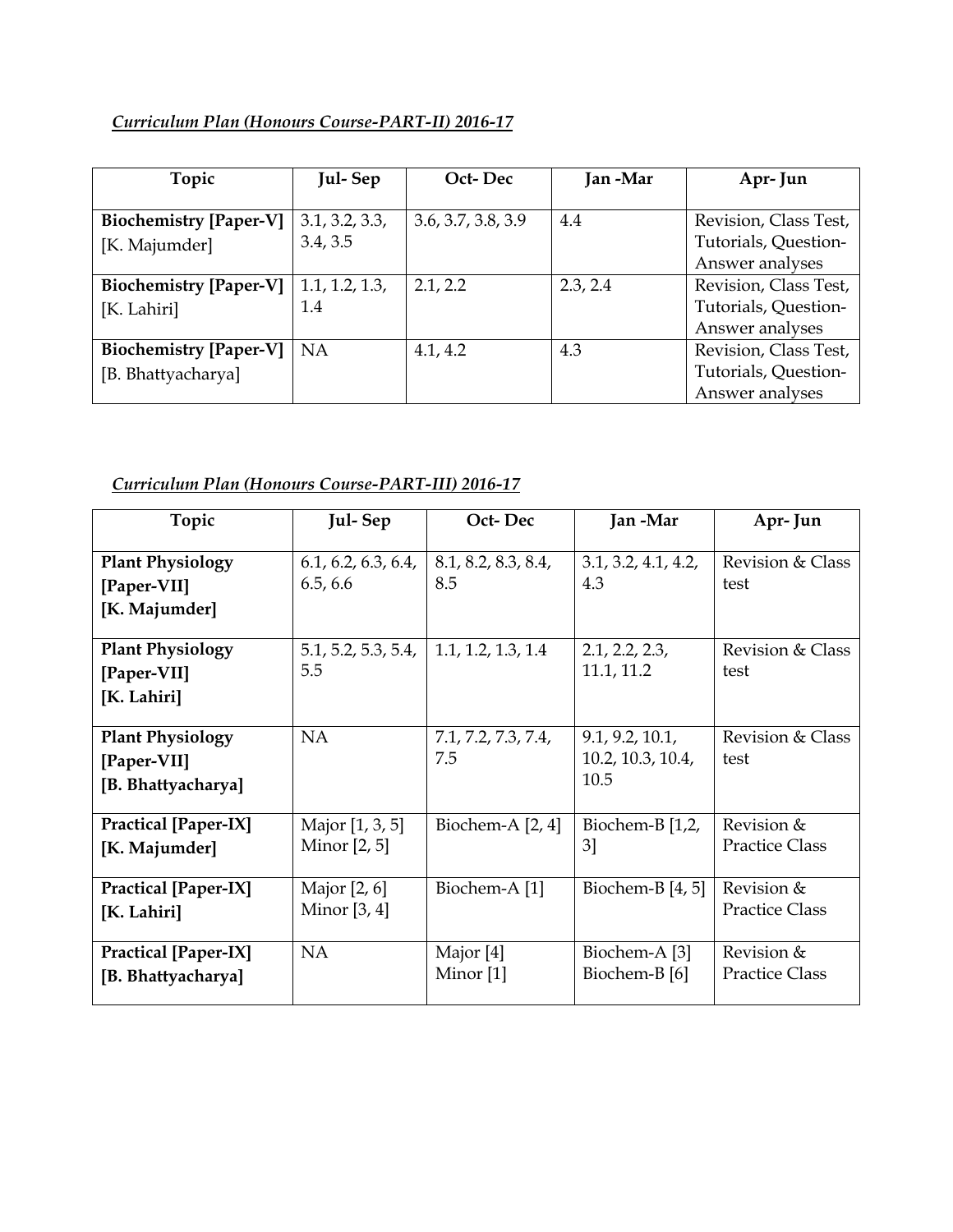***Curriculum Plan (Honours Course-PART-II) 2016-17***

| Topic | Jul- Sep | Oct- Dec | Jan -Mar | Apr- Jun |
|---|---|---|---|---|
| **Biochemistry [Paper-V]** [K. Majumder] | 3.1, 3.2, 3.3, 3.4, 3.5 | 3.6, 3.7, 3.8, 3.9 | 4.4 | Revision, Class Test, Tutorials, Question-Answer analyses |
| **Biochemistry [Paper-V]** [K. Lahiri] | 1.1, 1.2, 1.3, 1.4 | 2.1, 2.2 | 2.3, 2.4 | Revision, Class Test, Tutorials, Question-Answer analyses |
| **Biochemistry [Paper-V]** [B. Bhattyacharya] | NA | 4.1, 4.2 | 4.3 | Revision, Class Test, Tutorials, Question-Answer analyses |

***Curriculum Plan (Honours Course-PART-III) 2016-17***

| Topic | Jul- Sep | Oct- Dec | Jan -Mar | Apr- Jun |
|---|---|---|---|---|
| **Plant Physiology [Paper-VII] [K. Majumder]** | 6.1, 6.2, 6.3, 6.4, 6.5, 6.6 | 8.1, 8.2, 8.3, 8.4, 8.5 | 3.1, 3.2, 4.1, 4.2, 4.3 | Revision & Class test |
| **Plant Physiology [Paper-VII] [K. Lahiri]** | 5.1, 5.2, 5.3, 5.4, 5.5 | 1.1, 1.2, 1.3, 1.4 | 2.1, 2.2, 2.3, 11.1, 11.2 | Revision & Class test |
| **Plant Physiology [Paper-VII] [B. Bhattyacharya]** | NA | 7.1, 7.2, 7.3, 7.4, 7.5 | 9.1, 9.2, 10.1, 10.2, 10.3, 10.4, 10.5 | Revision & Class test |
| **Practical [Paper-IX] [K. Majumder]** | Major [1, 3, 5] Minor [2, 5] | Biochem-A [2, 4] | Biochem-B [1,2, 3] | Revision & Practice Class |
| **Practical [Paper-IX] [K. Lahiri]** | Major [2, 6] Minor [3, 4] | Biochem-A [1] | Biochem-B [4, 5] | Revision & Practice Class |
| **Practical [Paper-IX] [B. Bhattyacharya]** | NA | Major [4] Minor [1] | Biochem-A [3] Biochem-B [6] | Revision & Practice Class |